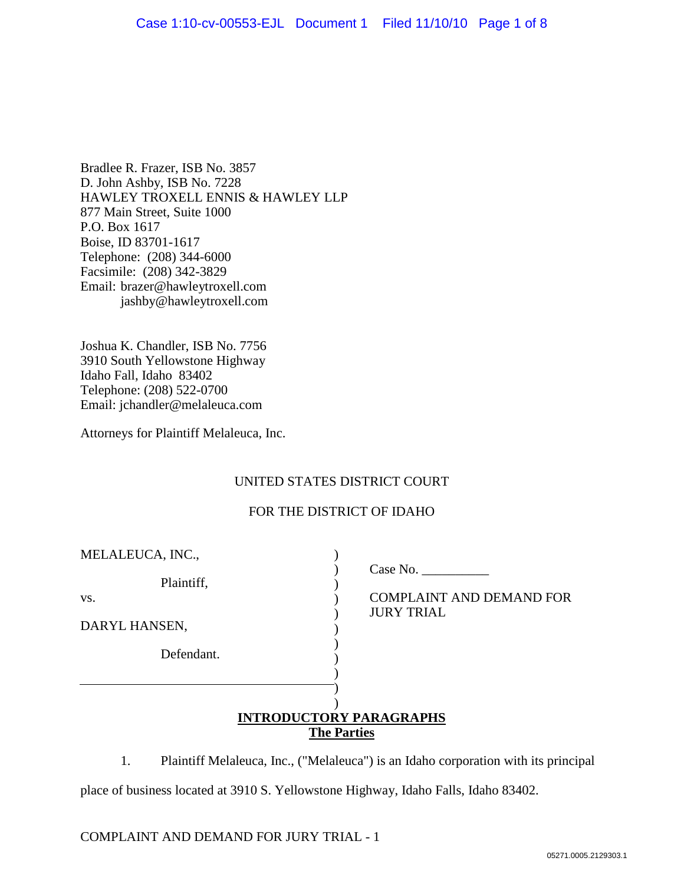Bradlee R. Frazer, ISB No. 3857
D. John Ashby, ISB No. 7228
HAWLEY TROXELL ENNIS & HAWLEY LLP
877 Main Street, Suite 1000
P.O. Box 1617
Boise, ID 83701-1617
Telephone: (208) 344-6000
Facsimile: (208) 342-3829
Email: brazer@hawleytroxell.com
jashby@hawleytroxell.com

Joshua K. Chandler, ISB No. 7756
3910 South Yellowstone Highway
Idaho Fall, Idaho 83402
Telephone: (208) 522-0700
Email: jchandler@melaleuca.com

Attorneys for Plaintiff Melaleuca, Inc.

UNITED STATES DISTRICT COURT

FOR THE DISTRICT OF IDAHO

| | |
|---|---|
| MELALEUCA, INC.,<br><br>Plaintiff,<br><br>vs.<br><br>DARYL HANSEN,<br><br>Defendant. | Case No. __________<br><br>COMPLAINT AND DEMAND FOR JURY TRIAL |

## INTRODUCTORY PARAGRAPHS

### The Parties

1. Plaintiff Melaleuca, Inc., ("Melaleuca") is an Idaho corporation with its principal place of business located at 3910 S. Yellowstone Highway, Idaho Falls, Idaho 83402.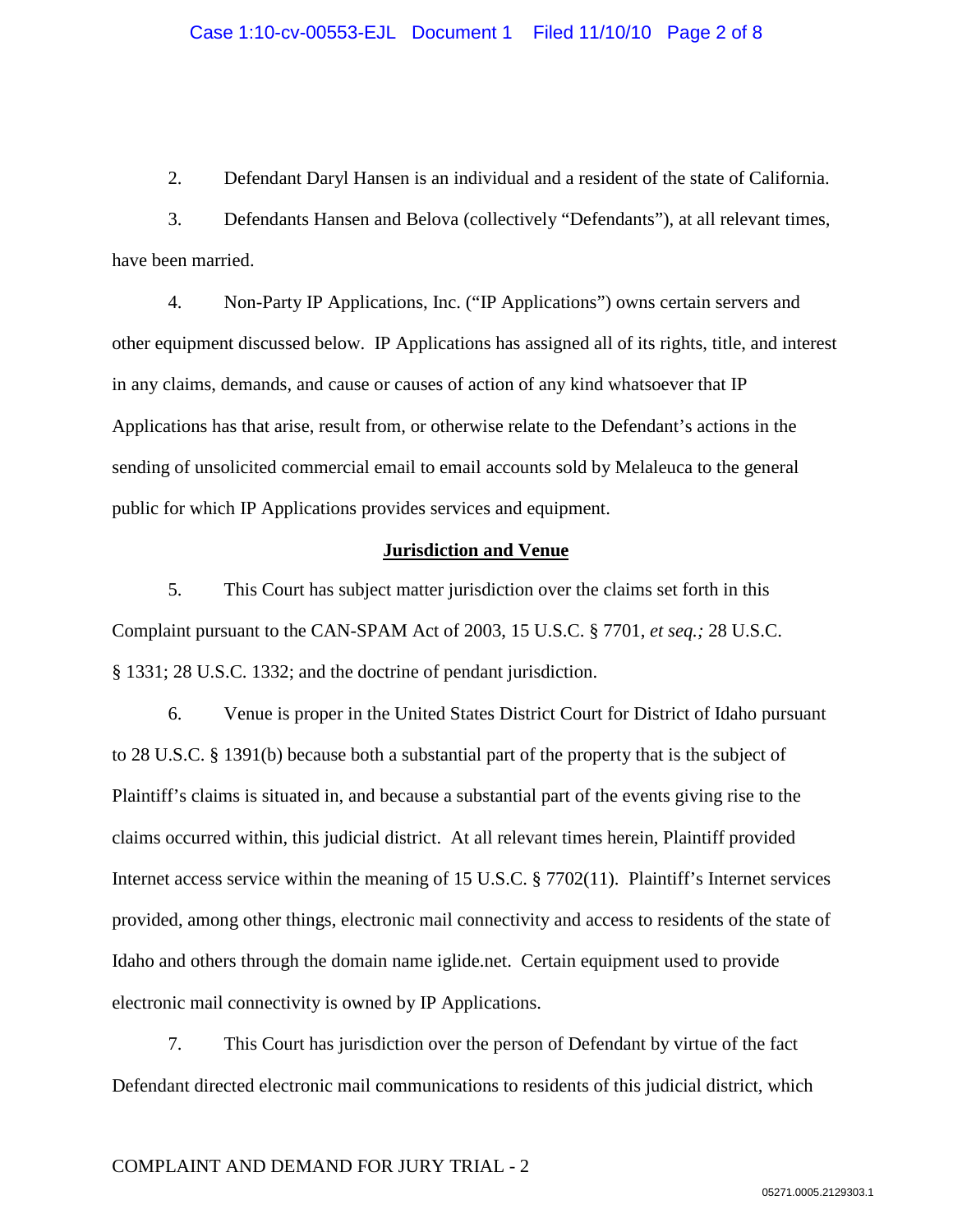2. Defendant Daryl Hansen is an individual and a resident of the state of California.

3. Defendants Hansen and Belova (collectively "Defendants"), at all relevant times, have been married.

4. Non-Party IP Applications, Inc. ("IP Applications") owns certain servers and other equipment discussed below. IP Applications has assigned all of its rights, title, and interest in any claims, demands, and cause or causes of action of any kind whatsoever that IP Applications has that arise, result from, or otherwise relate to the Defendant's actions in the sending of unsolicited commercial email to email accounts sold by Melaleuca to the general public for which IP Applications provides services and equipment.

## **Jurisdiction and Venue**

5. This Court has subject matter jurisdiction over the claims set forth in this Complaint pursuant to the CAN-SPAM Act of 2003, 15 U.S.C. § 7701, *et seq.;* 28 U.S.C. § 1331; 28 U.S.C. 1332; and the doctrine of pendant jurisdiction.

6. Venue is proper in the United States District Court for District of Idaho pursuant to 28 U.S.C. § 1391(b) because both a substantial part of the property that is the subject of Plaintiff's claims is situated in, and because a substantial part of the events giving rise to the claims occurred within, this judicial district. At all relevant times herein, Plaintiff provided Internet access service within the meaning of 15 U.S.C. § 7702(11). Plaintiff's Internet services provided, among other things, electronic mail connectivity and access to residents of the state of Idaho and others through the domain name iglide.net. Certain equipment used to provide electronic mail connectivity is owned by IP Applications.

7. This Court has jurisdiction over the person of Defendant by virtue of the fact Defendant directed electronic mail communications to residents of this judicial district, which

COMPLAINT AND DEMAND FOR JURY TRIAL - 2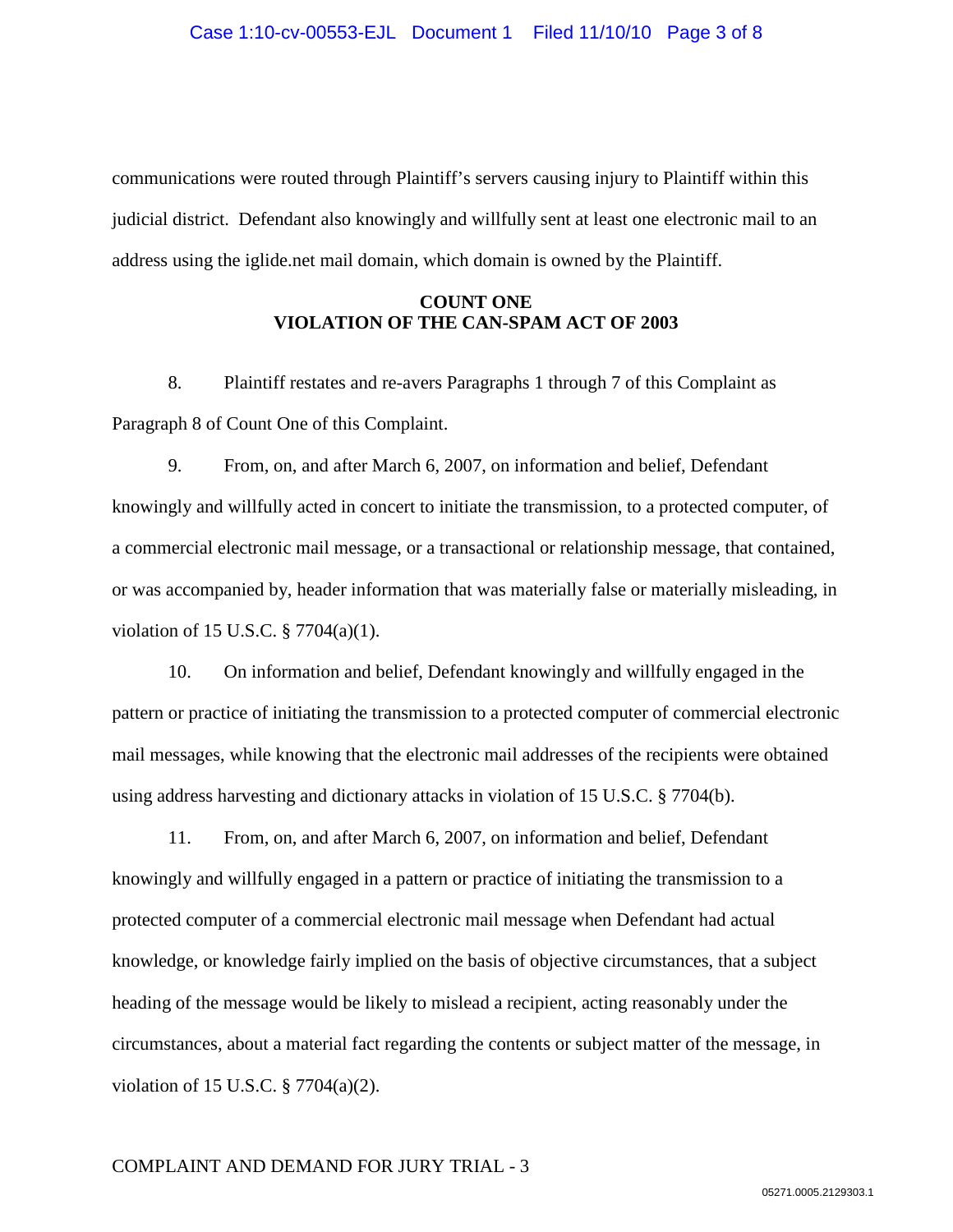communications were routed through Plaintiff's servers causing injury to Plaintiff within this judicial district. Defendant also knowingly and willfully sent at least one electronic mail to an address using the iglide.net mail domain, which domain is owned by the Plaintiff.

**COUNT ONE**
**VIOLATION OF THE CAN-SPAM ACT OF 2003**

8. Plaintiff restates and re-avers Paragraphs 1 through 7 of this Complaint as Paragraph 8 of Count One of this Complaint.

9. From, on, and after March 6, 2007, on information and belief, Defendant knowingly and willfully acted in concert to initiate the transmission, to a protected computer, of a commercial electronic mail message, or a transactional or relationship message, that contained, or was accompanied by, header information that was materially false or materially misleading, in violation of 15 U.S.C. § 7704(a)(1).

10. On information and belief, Defendant knowingly and willfully engaged in the pattern or practice of initiating the transmission to a protected computer of commercial electronic mail messages, while knowing that the electronic mail addresses of the recipients were obtained using address harvesting and dictionary attacks in violation of 15 U.S.C. § 7704(b).

11. From, on, and after March 6, 2007, on information and belief, Defendant knowingly and willfully engaged in a pattern or practice of initiating the transmission to a protected computer of a commercial electronic mail message when Defendant had actual knowledge, or knowledge fairly implied on the basis of objective circumstances, that a subject heading of the message would be likely to mislead a recipient, acting reasonably under the circumstances, about a material fact regarding the contents or subject matter of the message, in violation of 15 U.S.C. § 7704(a)(2).

COMPLAINT AND DEMAND FOR JURY TRIAL - 3

05271.0005.2129303.1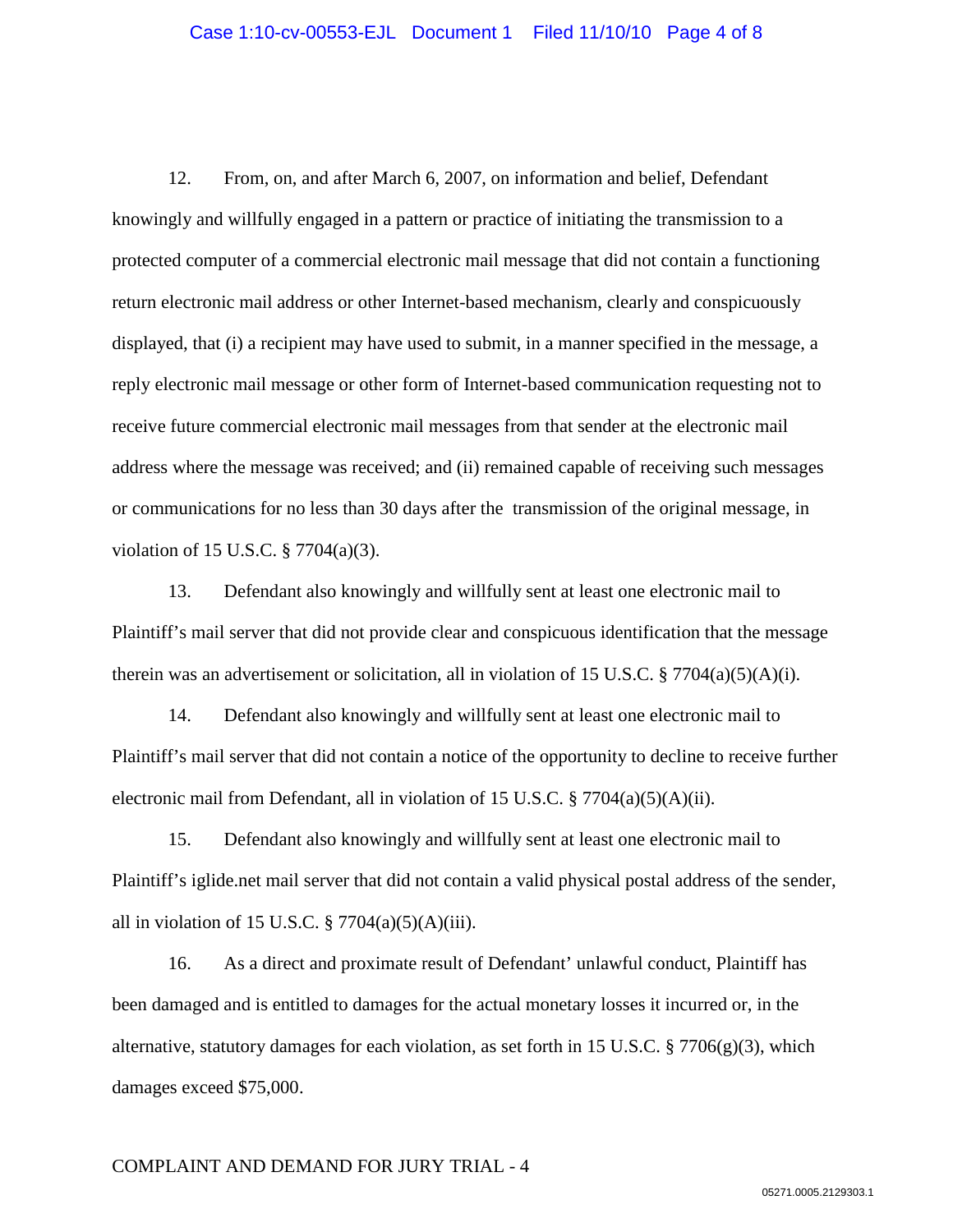12. From, on, and after March 6, 2007, on information and belief, Defendant knowingly and willfully engaged in a pattern or practice of initiating the transmission to a protected computer of a commercial electronic mail message that did not contain a functioning return electronic mail address or other Internet-based mechanism, clearly and conspicuously displayed, that (i) a recipient may have used to submit, in a manner specified in the message, a reply electronic mail message or other form of Internet-based communication requesting not to receive future commercial electronic mail messages from that sender at the electronic mail address where the message was received; and (ii) remained capable of receiving such messages or communications for no less than 30 days after the transmission of the original message, in violation of 15 U.S.C. § 7704(a)(3).

13. Defendant also knowingly and willfully sent at least one electronic mail to Plaintiff's mail server that did not provide clear and conspicuous identification that the message therein was an advertisement or solicitation, all in violation of 15 U.S.C. § 7704(a)(5)(A)(i).

14. Defendant also knowingly and willfully sent at least one electronic mail to Plaintiff's mail server that did not contain a notice of the opportunity to decline to receive further electronic mail from Defendant, all in violation of 15 U.S.C. § 7704(a)(5)(A)(ii).

15. Defendant also knowingly and willfully sent at least one electronic mail to Plaintiff's iglide.net mail server that did not contain a valid physical postal address of the sender, all in violation of 15 U.S.C. § 7704(a)(5)(A)(iii).

16. As a direct and proximate result of Defendant' unlawful conduct, Plaintiff has been damaged and is entitled to damages for the actual monetary losses it incurred or, in the alternative, statutory damages for each violation, as set forth in 15 U.S.C. § 7706(g)(3), which damages exceed $75,000.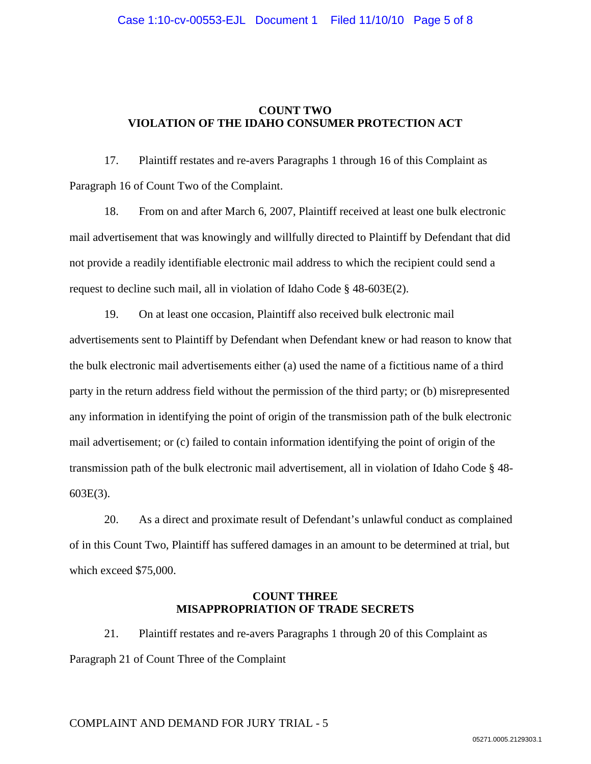## COUNT TWO
## VIOLATION OF THE IDAHO CONSUMER PROTECTION ACT

17. Plaintiff restates and re-avers Paragraphs 1 through 16 of this Complaint as Paragraph 16 of Count Two of the Complaint.

18. From on and after March 6, 2007, Plaintiff received at least one bulk electronic mail advertisement that was knowingly and willfully directed to Plaintiff by Defendant that did not provide a readily identifiable electronic mail address to which the recipient could send a request to decline such mail, all in violation of Idaho Code § 48-603E(2).

19. On at least one occasion, Plaintiff also received bulk electronic mail advertisements sent to Plaintiff by Defendant when Defendant knew or had reason to know that the bulk electronic mail advertisements either (a) used the name of a fictitious name of a third party in the return address field without the permission of the third party; or (b) misrepresented any information in identifying the point of origin of the transmission path of the bulk electronic mail advertisement; or (c) failed to contain information identifying the point of origin of the transmission path of the bulk electronic mail advertisement, all in violation of Idaho Code § 48-603E(3).

20. As a direct and proximate result of Defendant's unlawful conduct as complained of in this Count Two, Plaintiff has suffered damages in an amount to be determined at trial, but which exceed $75,000.

## COUNT THREE
## MISAPPROPRIATION OF TRADE SECRETS

21. Plaintiff restates and re-avers Paragraphs 1 through 20 of this Complaint as Paragraph 21 of Count Three of the Complaint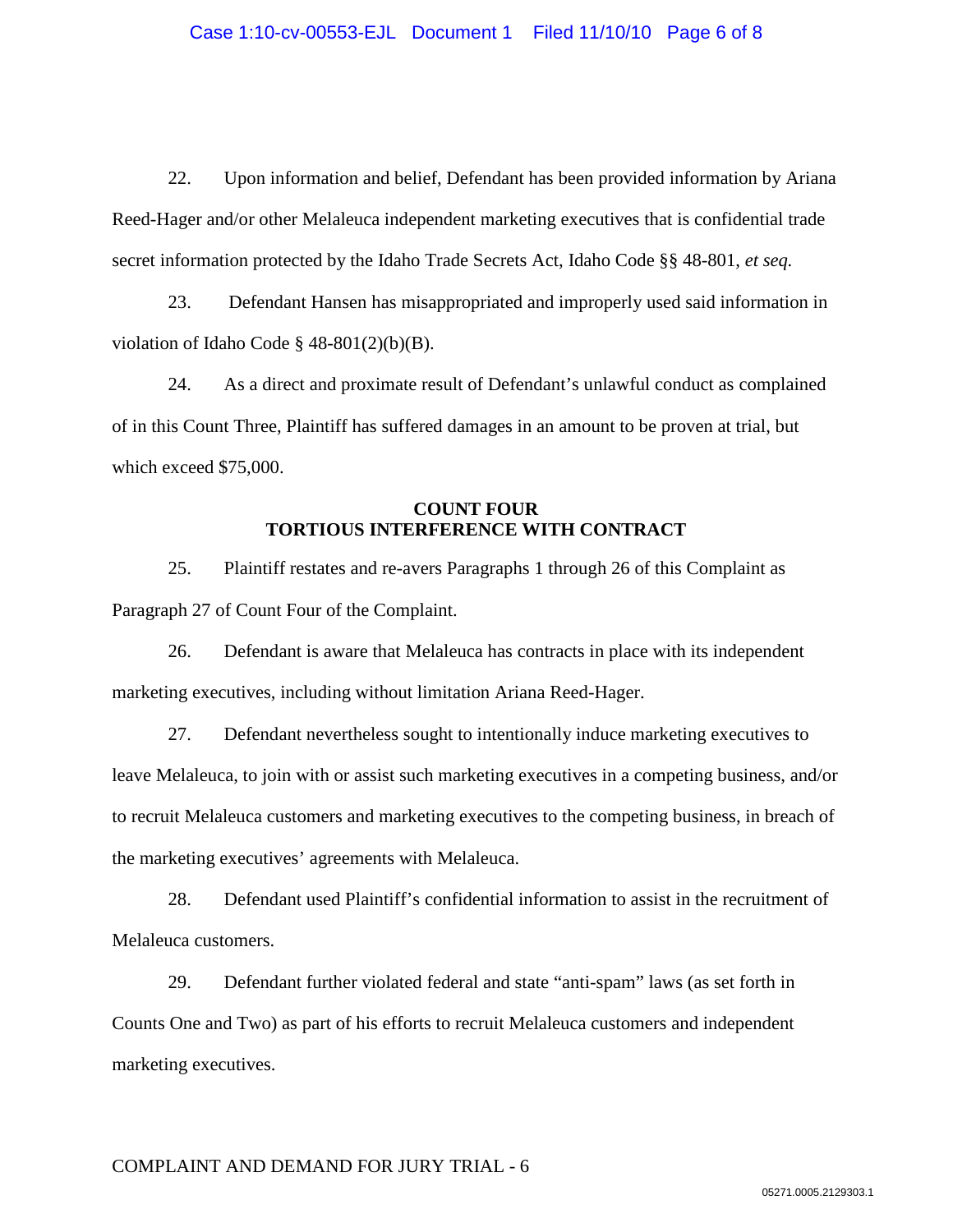22. Upon information and belief, Defendant has been provided information by Ariana Reed-Hager and/or other Melaleuca independent marketing executives that is confidential trade secret information protected by the Idaho Trade Secrets Act, Idaho Code §§ 48-801, *et seq.*

23. Defendant Hansen has misappropriated and improperly used said information in violation of Idaho Code § 48-801(2)(b)(B).

24. As a direct and proximate result of Defendant's unlawful conduct as complained of in this Count Three, Plaintiff has suffered damages in an amount to be proven at trial, but which exceed $75,000.

**COUNT FOUR**
**TORTIOUS INTERFERENCE WITH CONTRACT**

25. Plaintiff restates and re-avers Paragraphs 1 through 26 of this Complaint as Paragraph 27 of Count Four of the Complaint.

26. Defendant is aware that Melaleuca has contracts in place with its independent marketing executives, including without limitation Ariana Reed-Hager.

27. Defendant nevertheless sought to intentionally induce marketing executives to leave Melaleuca, to join with or assist such marketing executives in a competing business, and/or to recruit Melaleuca customers and marketing executives to the competing business, in breach of the marketing executives' agreements with Melaleuca.

28. Defendant used Plaintiff's confidential information to assist in the recruitment of Melaleuca customers.

29. Defendant further violated federal and state "anti-spam" laws (as set forth in Counts One and Two) as part of his efforts to recruit Melaleuca customers and independent marketing executives.

COMPLAINT AND DEMAND FOR JURY TRIAL - 6

05271.0005.2129303.1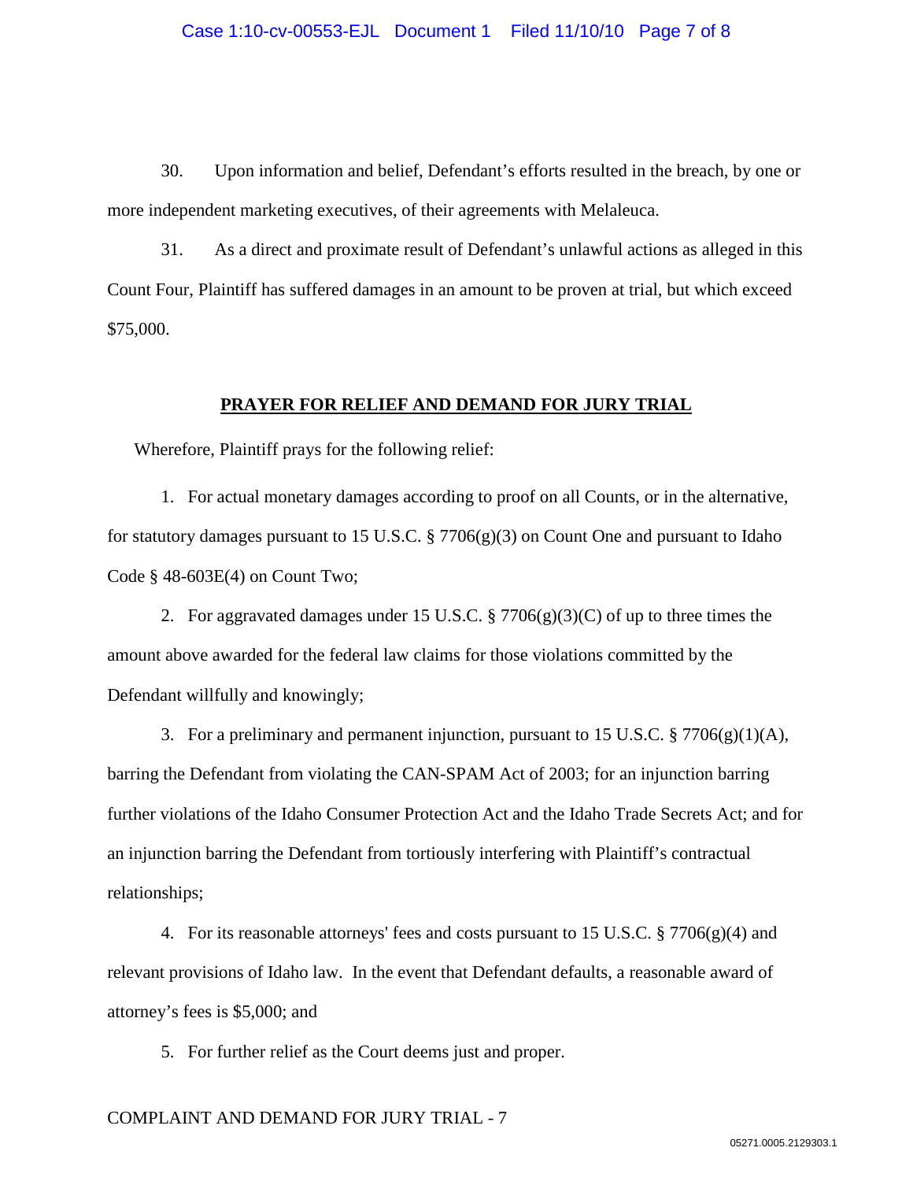30. Upon information and belief, Defendant's efforts resulted in the breach, by one or more independent marketing executives, of their agreements with Melaleuca.

31. As a direct and proximate result of Defendant's unlawful actions as alleged in this Count Four, Plaintiff has suffered damages in an amount to be proven at trial, but which exceed $75,000.

## PRAYER FOR RELIEF AND DEMAND FOR JURY TRIAL

Wherefore, Plaintiff prays for the following relief:

1. For actual monetary damages according to proof on all Counts, or in the alternative, for statutory damages pursuant to 15 U.S.C. § 7706(g)(3) on Count One and pursuant to Idaho Code § 48-603E(4) on Count Two;

2. For aggravated damages under 15 U.S.C. § 7706(g)(3)(C) of up to three times the amount above awarded for the federal law claims for those violations committed by the Defendant willfully and knowingly;

3. For a preliminary and permanent injunction, pursuant to 15 U.S.C. § 7706(g)(1)(A), barring the Defendant from violating the CAN-SPAM Act of 2003; for an injunction barring further violations of the Idaho Consumer Protection Act and the Idaho Trade Secrets Act; and for an injunction barring the Defendant from tortiously interfering with Plaintiff's contractual relationships;

4. For its reasonable attorneys' fees and costs pursuant to 15 U.S.C. § 7706(g)(4) and relevant provisions of Idaho law. In the event that Defendant defaults, a reasonable award of attorney's fees is $5,000; and

5. For further relief as the Court deems just and proper.

COMPLAINT AND DEMAND FOR JURY TRIAL - 7

05271.0005.2129303.1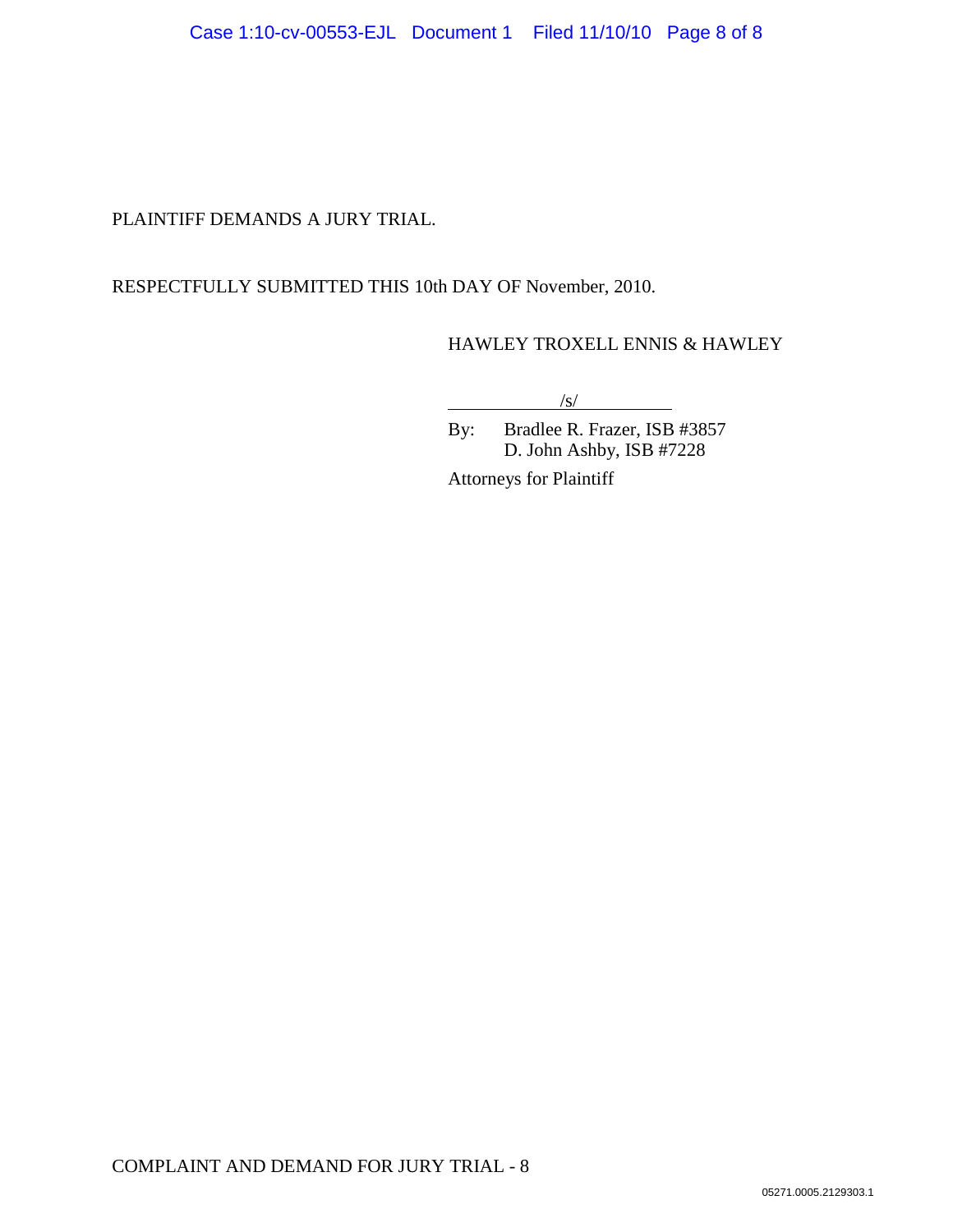PLAINTIFF DEMANDS A JURY TRIAL.

RESPECTFULLY SUBMITTED THIS 10th DAY OF November, 2010.

HAWLEY TROXELL ENNIS & HAWLEY

/s/

By: Bradlee R. Frazer, ISB #3857
D. John Ashby, ISB #7228

Attorneys for Plaintiff

COMPLAINT AND DEMAND FOR JURY TRIAL - 8

05271.0005.2129303.1